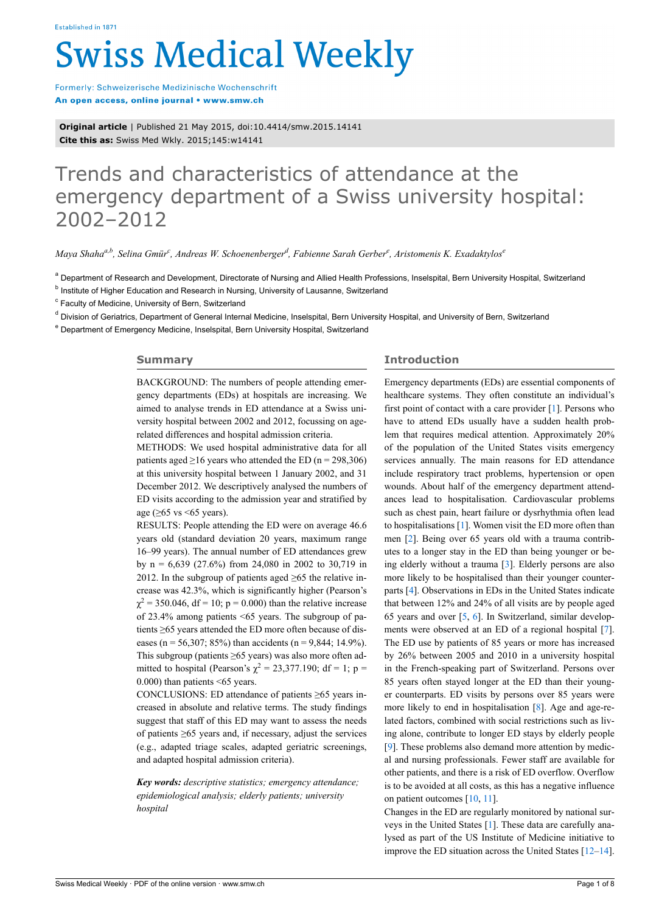Original article | Published 21 May 2015, doi:10.4414/smw.2015.14141
**Cite this as:** Swiss Med Wkly. 2015;145:w14141

# Trends and characteristics of attendance at the emergency department of a Swiss university hospital: 2002–2012

*Maya Shaha[a,b], Selina Gmür[c], Andreas W. Schoenenberger[d], Fabienne Sarah Gerber[e], Aristomenis K. Exadaktylos[e]*

[a] Department of Research and Development, Directorate of Nursing and Allied Health Professions, Inselspital, Bern University Hospital, Switzerland

[b] Institute of Higher Education and Research in Nursing, University of Lausanne, Switzerland

[c] Faculty of Medicine, University of Bern, Switzerland

[d] Division of Geriatrics, Department of General Internal Medicine, Inselspital, Bern University Hospital, and University of Bern, Switzerland

[e] Department of Emergency Medicine, Inselspital, Bern University Hospital, Switzerland

## Summary

BACKGROUND: The numbers of people attending emergency departments (EDs) at hospitals are increasing. We aimed to analyse trends in ED attendance at a Swiss university hospital between 2002 and 2012, focussing on age-related differences and hospital admission criteria.

METHODS: We used hospital administrative data for all patients aged ≥16 years who attended the ED (n = 298,306) at this university hospital between 1 January 2002, and 31 December 2012. We descriptively analysed the numbers of ED visits according to the admission year and stratified by age (≥65 vs <65 years).

RESULTS: People attending the ED were on average 46.6 years old (standard deviation 20 years, maximum range 16–99 years). The annual number of ED attendances grew by n = 6,639 (27.6%) from 24,080 in 2002 to 30,719 in 2012. In the subgroup of patients aged ≥65 the relative increase was 42.3%, which is significantly higher (Pearson's $\chi^2$ = 350.046, df = 10; p = 0.000) than the relative increase of 23.4% among patients <65 years. The subgroup of patients ≥65 years attended the ED more often because of diseases (n = 56,307; 85%) than accidents (n = 9,844; 14.9%). This subgroup (patients ≥65 years) was also more often admitted to hospital (Pearson's $\chi^2$ = 23,377.190; df = 1; p = 0.000) than patients <65 years.

CONCLUSIONS: ED attendance of patients ≥65 years increased in absolute and relative terms. The study findings suggest that staff of this ED may want to assess the needs of patients ≥65 years and, if necessary, adjust the services (e.g., adapted triage scales, adapted geriatric screenings, and adapted hospital admission criteria).

***Key words:*** *descriptive statistics; emergency attendance; epidemiological analysis; elderly patients; university hospital*

## Introduction

Emergency departments (EDs) are essential components of healthcare systems. They often constitute an individual's first point of contact with a care provider [1]. Persons who have to attend EDs usually have a sudden health problem that requires medical attention. Approximately 20% of the population of the United States visits emergency services annually. The main reasons for ED attendance include respiratory tract problems, hypertension or open wounds. About half of the emergency department attendances lead to hospitalisation. Cardiovascular problems such as chest pain, heart failure or dysrhythmia often lead to hospitalisations [1]. Women visit the ED more often than men [2]. Being over 65 years old with a trauma contributes to a longer stay in the ED than being younger or being elderly without a trauma [3]. Elderly persons are also more likely to be hospitalised than their younger counterparts [4]. Observations in EDs in the United States indicate that between 12% and 24% of all visits are by people aged 65 years and over [5, 6]. In Switzerland, similar developments were observed at an ED of a regional hospital [7]. The ED use by patients of 85 years or more has increased by 26% between 2005 and 2010 in a university hospital in the French-speaking part of Switzerland. Persons over 85 years often stayed longer at the ED than their younger counterparts. ED visits by persons over 85 years were more likely to end in hospitalisation [8]. Age and age-related factors, combined with social restrictions such as living alone, contribute to longer ED stays by elderly people [9]. These problems also demand more attention by medical and nursing professionals. Fewer staff are available for other patients, and there is a risk of ED overflow. Overflow is to be avoided at all costs, as this has a negative influence on patient outcomes [10, 11].

Changes in the ED are regularly monitored by national surveys in the United States [1]. These data are carefully analysed as part of the US Institute of Medicine initiative to improve the ED situation across the United States [12–14].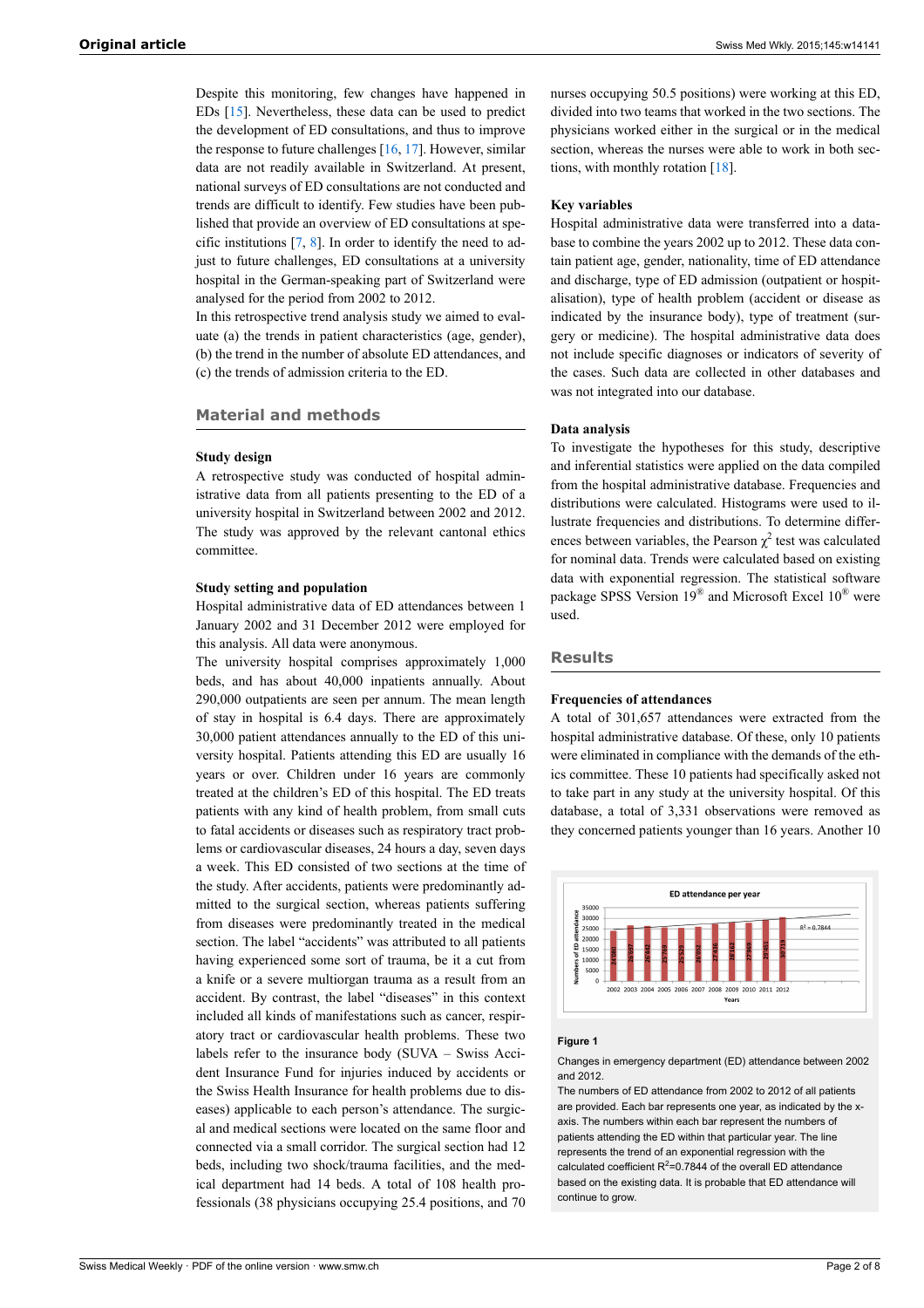Despite this monitoring, few changes have happened in EDs [15]. Nevertheless, these data can be used to predict the development of ED consultations, and thus to improve the response to future challenges [16, 17]. However, similar data are not readily available in Switzerland. At present, national surveys of ED consultations are not conducted and trends are difficult to identify. Few studies have been published that provide an overview of ED consultations at specific institutions [7, 8]. In order to identify the need to adjust to future challenges, ED consultations at a university hospital in the German-speaking part of Switzerland were analysed for the period from 2002 to 2012.

In this retrospective trend analysis study we aimed to evaluate (a) the trends in patient characteristics (age, gender), (b) the trend in the number of absolute ED attendances, and (c) the trends of admission criteria to the ED.

## Material and methods

### Study design

A retrospective study was conducted of hospital administrative data from all patients presenting to the ED of a university hospital in Switzerland between 2002 and 2012. The study was approved by the relevant cantonal ethics committee.

### Study setting and population

Hospital administrative data of ED attendances between 1 January 2002 and 31 December 2012 were employed for this analysis. All data were anonymous.

The university hospital comprises approximately 1,000 beds, and has about 40,000 inpatients annually. About 290,000 outpatients are seen per annum. The mean length of stay in hospital is 6.4 days. There are approximately 30,000 patient attendances annually to the ED of this university hospital. Patients attending this ED are usually 16 years or over. Children under 16 years are commonly treated at the children's ED of this hospital. The ED treats patients with any kind of health problem, from small cuts to fatal accidents or diseases such as respiratory tract problems or cardiovascular diseases, 24 hours a day, seven days a week. This ED consisted of two sections at the time of the study. After accidents, patients were predominantly admitted to the surgical section, whereas patients suffering from diseases were predominantly treated in the medical section. The label "accidents" was attributed to all patients having experienced some sort of trauma, be it a cut from a knife or a severe multiorgan trauma as a result from an accident. By contrast, the label "diseases" in this context included all kinds of manifestations such as cancer, respiratory tract or cardiovascular health problems. These two labels refer to the insurance body (SUVA – Swiss Accident Insurance Fund for injuries induced by accidents or the Swiss Health Insurance for health problems due to diseases) applicable to each person's attendance. The surgical and medical sections were located on the same floor and connected via a small corridor. The surgical section had 12 beds, including two shock/trauma facilities, and the medical department had 14 beds. A total of 108 health professionals (38 physicians occupying 25.4 positions, and 70 nurses occupying 50.5 positions) were working at this ED, divided into two teams that worked in the two sections. The physicians worked either in the surgical or in the medical section, whereas the nurses were able to work in both sections, with monthly rotation [18].

### Key variables

Hospital administrative data were transferred into a database to combine the years 2002 up to 2012. These data contain patient age, gender, nationality, time of ED attendance and discharge, type of ED admission (outpatient or hospitalisation), type of health problem (accident or disease as indicated by the insurance body), type of treatment (surgery or medicine). The hospital administrative data does not include specific diagnoses or indicators of severity of the cases. Such data are collected in other databases and was not integrated into our database.

### Data analysis

To investigate the hypotheses for this study, descriptive and inferential statistics were applied on the data compiled from the hospital administrative database. Frequencies and distributions were calculated. Histograms were used to illustrate frequencies and distributions. To determine differences between variables, the Pearson $\chi^2$ test was calculated for nominal data. Trends were calculated based on existing data with exponential regression. The statistical software package SPSS Version 19® and Microsoft Excel 10® were used.

## Results

### Frequencies of attendances

A total of 301,657 attendances were extracted from the hospital administrative database. Of these, only 10 patients were eliminated in compliance with the demands of the ethics committee. These 10 patients had specifically asked not to take part in any study at the university hospital. Of this database, a total of 3,331 observations were removed as they concerned patients younger than 16 years. Another 10

**Figure 1**

Changes in emergency department (ED) attendance between 2002 and 2012.

The numbers of ED attendance from 2002 to 2012 of all patients are provided. Each bar represents one year, as indicated by the x-axis. The numbers within each bar represent the numbers of patients attending the ED within that particular year. The line represents the trend of an exponential regression with the calculated coefficient $R^2$=0.7844 of the overall ED attendance based on the existing data. It is probable that ED attendance will continue to grow.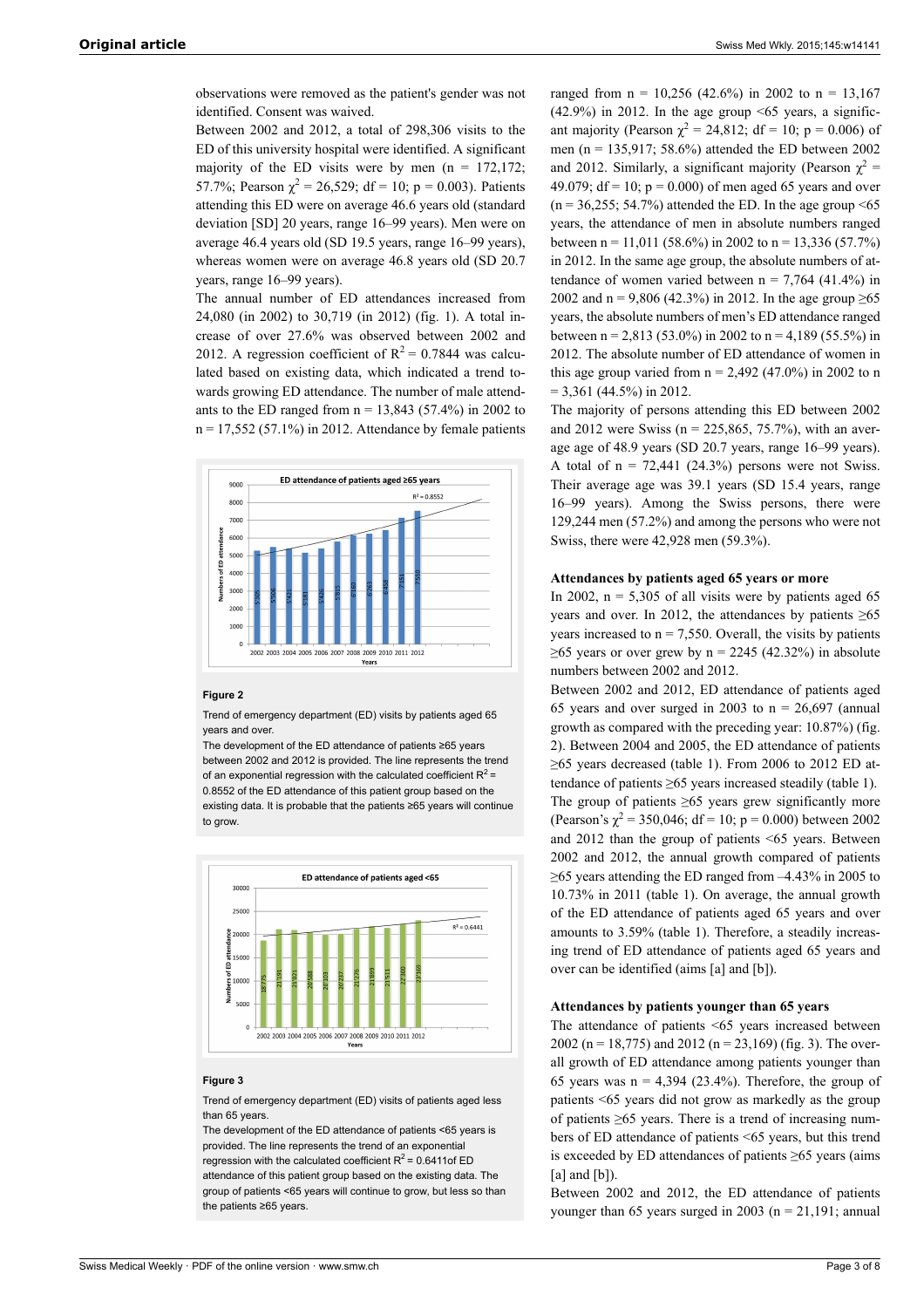observations were removed as the patient's gender was not identified. Consent was waived.

Between 2002 and 2012, a total of 298,306 visits to the ED of this university hospital were identified. A significant majority of the ED visits were by men (n = 172,172; 57.7%; Pearson $\chi^2$ = 26,529; df = 10; p = 0.003). Patients attending this ED were on average 46.6 years old (standard deviation [SD] 20 years, range 16–99 years). Men were on average 46.4 years old (SD 19.5 years, range 16–99 years), whereas women were on average 46.8 years old (SD 20.7 years, range 16–99 years).

The annual number of ED attendances increased from 24,080 (in 2002) to 30,719 (in 2012) (fig. 1). A total increase of over 27.6% was observed between 2002 and 2012. A regression coefficient of $R^2$ = 0.7844 was calculated based on existing data, which indicated a trend towards growing ED attendance. The number of male attendants to the ED ranged from n = 13,843 (57.4%) in 2002 to n = 17,552 (57.1%) in 2012. Attendance by female patients ranged from n = 10,256 (42.6%) in 2002 to n = 13,167 (42.9%) in 2012. In the age group <65 years, a significant majority (Pearson $\chi^2$ = 24,812; df = 10; p = 0.006) of men (n = 135,917; 58.6%) attended the ED between 2002 and 2012. Similarly, a significant majority (Pearson $\chi^2$ = 49.079; df = 10; p = 0.000) of men aged 65 years and over (n = 36,255; 54.7%) attended the ED. In the age group <65 years, the attendance of men in absolute numbers ranged between n = 11,011 (58.6%) in 2002 to n = 13,336 (57.7%) in 2012. In the same age group, the absolute numbers of attendance of women varied between n = 7,764 (41.4%) in 2002 and n = 9,806 (42.3%) in 2012. In the age group ≥65 years, the absolute numbers of men's ED attendance ranged between n = 2,813 (53.0%) in 2002 to n = 4,189 (55.5%) in 2012. The absolute number of ED attendance of women in this age group varied from n = 2,492 (47.0%) in 2002 to n = 3,361 (44.5%) in 2012.

The majority of persons attending this ED between 2002 and 2012 were Swiss (n = 225,865, 75.7%), with an average age of 48.9 years (SD 20.7 years, range 16–99 years). A total of n = 72,441 (24.3%) persons were not Swiss. Their average age was 39.1 years (SD 15.4 years, range 16–99 years). Among the Swiss persons, there were 129,244 men (57.2%) and among the persons who were not Swiss, there were 42,928 men (59.3%).

### Attendances by patients aged 65 years or more

In 2002, n = 5,305 of all visits were by patients aged 65 years and over. In 2012, the attendances by patients ≥65 years increased to n = 7,550. Overall, the visits by patients ≥65 years or over grew by n = 2245 (42.32%) in absolute numbers between 2002 and 2012.

Between 2002 and 2012, ED attendance of patients aged 65 years and over surged in 2003 to n = 26,697 (annual growth as compared with the preceding year: 10.87%) (fig. 2). Between 2004 and 2005, the ED attendance of patients ≥65 years decreased (table 1). From 2006 to 2012 ED attendance of patients ≥65 years increased steadily (table 1). The group of patients ≥65 years grew significantly more (Pearson's $\chi^2$ = 350,046; df = 10; p = 0.000) between 2002 and 2012 than the group of patients <65 years. Between 2002 and 2012, the annual growth compared of patients ≥65 years attending the ED ranged from –4.43% in 2005 to 10.73% in 2011 (table 1). On average, the annual growth of the ED attendance of patients aged 65 years and over amounts to 3.59% (table 1). Therefore, a steadily increasing trend of ED attendance of patients aged 65 years and over can be identified (aims [a] and [b]).

### Attendances by patients younger than 65 years

The attendance of patients <65 years increased between 2002 (n = 18,775) and 2012 (n = 23,169) (fig. 3). The overall growth of ED attendance among patients younger than 65 years was n = 4,394 (23.4%). Therefore, the group of patients <65 years did not grow as markedly as the group of patients ≥65 years. There is a trend of increasing numbers of ED attendance of patients <65 years, but this trend is exceeded by ED attendances of patients ≥65 years (aims [a] and [b]).

Between 2002 and 2012, the ED attendance of patients younger than 65 years surged in 2003 (n = 21,191; annual

**Figure 2**

Trend of emergency department (ED) visits by patients aged 65 years and over.

The development of the ED attendance of patients ≥65 years between 2002 and 2012 is provided. The line represents the trend of an exponential regression with the calculated coefficient $R^2$ = 0.8552 of the ED attendance of this patient group based on the existing data. It is probable that the patients ≥65 years will continue to grow.

**Figure 3**

Trend of emergency department (ED) visits of patients aged less than 65 years.

The development of the ED attendance of patients <65 years is provided. The line represents the trend of an exponential regression with the calculated coefficient $R^2$ = 0.6411of ED attendance of this patient group based on the existing data. The group of patients <65 years will continue to grow, but less so than the patients ≥65 years.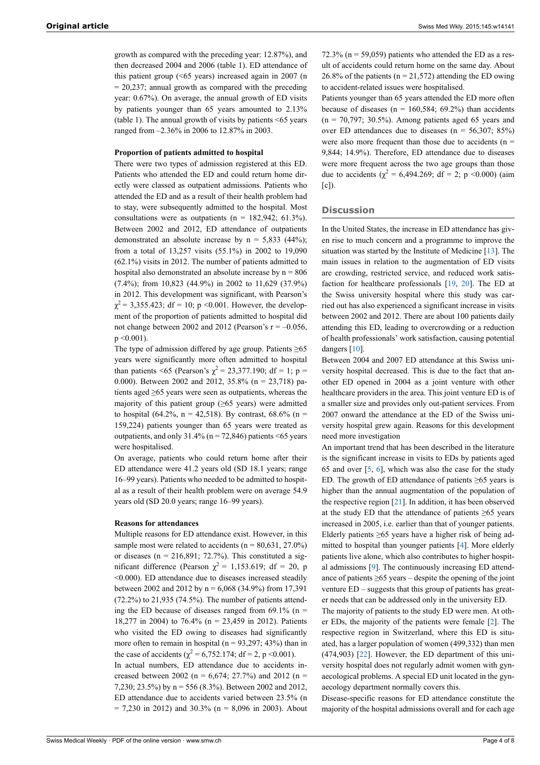growth as compared with the preceding year: 12.87%), and then decreased 2004 and 2006 (table 1). ED attendance of this patient group (<65 years) increased again in 2007 (n = 20,237; annual growth as compared with the preceding year: 0.67%). On average, the annual growth of ED visits by patients younger than 65 years amounted to 2.13% (table 1). The annual growth of visits by patients <65 years ranged from –2.36% in 2006 to 12.87% in 2003.

#### Proportion of patients admitted to hospital

There were two types of admission registered at this ED. Patients who attended the ED and could return home directly were classed as outpatient admissions. Patients who attended the ED and as a result of their health problem had to stay, were subsequently admitted to the hospital. Most consultations were as outpatients (n = 182,942; 61.3%). Between 2002 and 2012, ED attendance of outpatients demonstrated an absolute increase by n = 5,833 (44%); from a total of 13,257 visits (55.1%) in 2002 to 19,090 (62.1%) visits in 2012. The number of patients admitted to hospital also demonstrated an absolute increase by n = 806 (7.4%); from 10,823 (44.9%) in 2002 to 11,629 (37.9%) in 2012. This development was significant, with Pearson's $\chi^2$ = 3,355.423; df = 10; p <0.001. However, the development of the proportion of patients admitted to hospital did not change between 2002 and 2012 (Pearson's r = –0.056, p <0.001).

The type of admission differed by age group. Patients ≥65 years were significantly more often admitted to hospital than patients <65 (Pearson's $\chi^2$ = 23,377.190; df = 1; p = 0.000). Between 2002 and 2012, 35.8% (n = 23,718) patients aged ≥65 years were seen as outpatients, whereas the majority of this patient group (≥65 years) were admitted to hospital (64.2%, n = 42,518). By contrast, 68.6% (n = 159,224) patients younger than 65 years were treated as outpatients, and only 31.4% (n = 72,846) patients <65 years were hospitalised.

On average, patients who could return home after their ED attendance were 41.2 years old (SD 18.1 years; range 16–99 years). Patients who needed to be admitted to hospital as a result of their health problem were on average 54.9 years old (SD 20.0 years; range 16–99 years).

#### Reasons for attendances

Multiple reasons for ED attendance exist. However, in this sample most were related to accidents (n = 80,631, 27.0%) or diseases (n = 216,891; 72.7%). This constituted a significant difference (Pearson $\chi^2$ = 1,153.619; df = 20, p <0.000). ED attendance due to diseases increased steadily between 2002 and 2012 by n = 6,068 (34.9%) from 17,391 (72.2%) to 21,935 (74.5%). The number of patients attending the ED because of diseases ranged from 69.1% (n = 18,277 in 2004) to 76.4% (n = 23,459 in 2012). Patients who visited the ED owing to diseases had significantly more often to remain in hospital (n = 93,297; 43%) than in the case of accidents ($\chi^2$ = 6,752.174; df = 2, p <0.001).

In actual numbers, ED attendance due to accidents increased between 2002 (n = 6,674; 27.7%) and 2012 (n = 7,230; 23.5%) by n = 556 (8.3%). Between 2002 and 2012, ED attendance due to accidents varied between 23.5% (n = 7,230 in 2012) and 30.3% (n = 8,096 in 2003). About 72.3% (n = 59,059) patients who attended the ED as a result of accidents could return home on the same day. About 26.8% of the patients (n = 21,572) attending the ED owing to accident-related issues were hospitalised.

Patients younger than 65 years attended the ED more often because of diseases (n = 160,584; 69.2%) than accidents (n = 70,797; 30.5%). Among patients aged 65 years and over ED attendances due to diseases (n = 56,307; 85%) were also more frequent than those due to accidents (n = 9,844; 14.9%). Therefore, ED attendance due to diseases were more frequent across the two age groups than those due to accidents ($\chi^2$ = 6,494.269; df = 2; p <0.000) (aim [c]).

## Discussion

In the United States, the increase in ED attendance has given rise to much concern and a programme to improve the situation was started by the Institute of Medicine [13]. The main issues in relation to the augmentation of ED visits are crowding, restricted service, and reduced work satisfaction for healthcare professionals [19, 20]. The ED at the Swiss university hospital where this study was carried out has also experienced a significant increase in visits between 2002 and 2012. There are about 100 patients daily attending this ED, leading to overcrowding or a reduction of health professionals' work satisfaction, causing potential dangers [10].

Between 2004 and 2007 ED attendance at this Swiss university hospital decreased. This is due to the fact that another ED opened in 2004 as a joint venture with other healthcare providers in the area. This joint venture ED is of a smaller size and provides only out-patient services. From 2007 onward the attendance at the ED of the Swiss university hospital grew again. Reasons for this development need more investigation

An important trend that has been described in the literature is the significant increase in visits to EDs by patients aged 65 and over [5, 6], which was also the case for the study ED. The growth of ED attendance of patients ≥65 years is higher than the annual augmentation of the population of the respective region [21]. In addition, it has been observed at the study ED that the attendance of patients ≥65 years increased in 2005, i.e. earlier than that of younger patients. Elderly patients ≥65 years have a higher risk of being admitted to hospital than younger patients [4]. More elderly patients live alone, which also contributes to higher hospital admissions [9]. The continuously increasing ED attendance of patients ≥65 years – despite the opening of the joint venture ED – suggests that this group of patients has greater needs that can be addressed only in the university ED.

The majority of patients to the study ED were men. At other EDs, the majority of the patients were female [2]. The respective region in Switzerland, where this ED is situated, has a larger population of women (499,332) than men (474,903) [22]. However, the ED department of this university hospital does not regularly admit women with gynaecological problems. A special ED unit located in the gynaecology department normally covers this.

Disease-specific reasons for ED attendance constitute the majority of the hospital admissions overall and for each age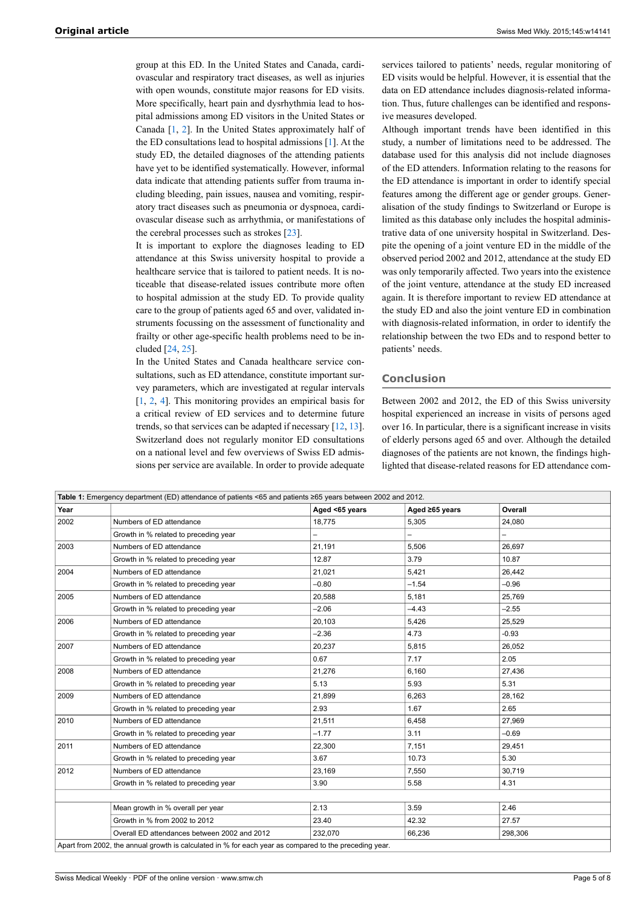group at this ED. In the United States and Canada, cardiovascular and respiratory tract diseases, as well as injuries with open wounds, constitute major reasons for ED visits. More specifically, heart pain and dysrhythmia lead to hospital admissions among ED visitors in the United States or Canada [1, 2]. In the United States approximately half of the ED consultations lead to hospital admissions [1]. At the study ED, the detailed diagnoses of the attending patients have yet to be identified systematically. However, informal data indicate that attending patients suffer from trauma including bleeding, pain issues, nausea and vomiting, respiratory tract diseases such as pneumonia or dyspnoea, cardiovascular disease such as arrhythmia, or manifestations of the cerebral processes such as strokes [23].

It is important to explore the diagnoses leading to ED attendance at this Swiss university hospital to provide a healthcare service that is tailored to patient needs. It is noticeable that disease-related issues contribute more often to hospital admission at the study ED. To provide quality care to the group of patients aged 65 and over, validated instruments focussing on the assessment of functionality and frailty or other age-specific health problems need to be included [24, 25].

In the United States and Canada healthcare service consultations, such as ED attendance, constitute important survey parameters, which are investigated at regular intervals [1, 2, 4]. This monitoring provides an empirical basis for a critical review of ED services and to determine future trends, so that services can be adapted if necessary [12, 13]. Switzerland does not regularly monitor ED consultations on a national level and few overviews of Swiss ED admissions per service are available. In order to provide adequate services tailored to patients' needs, regular monitoring of ED visits would be helpful. However, it is essential that the data on ED attendance includes diagnosis-related information. Thus, future challenges can be identified and responsive measures developed.

Although important trends have been identified in this study, a number of limitations need to be addressed. The database used for this analysis did not include diagnoses of the ED attenders. Information relating to the reasons for the ED attendance is important in order to identify special features among the different age or gender groups. Generalisation of the study findings to Switzerland or Europe is limited as this database only includes the hospital administrative data of one university hospital in Switzerland. Despite the opening of a joint venture ED in the middle of the observed period 2002 and 2012, attendance at the study ED was only temporarily affected. Two years into the existence of the joint venture, attendance at the study ED increased again. It is therefore important to review ED attendance at the study ED and also the joint venture ED in combination with diagnosis-related information, in order to identify the relationship between the two EDs and to respond better to patients' needs.

## Conclusion

Between 2002 and 2012, the ED of this Swiss university hospital experienced an increase in visits of persons aged over 16. In particular, there is a significant increase in visits of elderly persons aged 65 and over. Although the detailed diagnoses of the patients are not known, the findings highlighted that disease-related reasons for ED attendance com-

**Table 1:** Emergency department (ED) attendance of patients <65 and patients ≥65 years between 2002 and 2012.

| Year | | Aged <65 years | Aged ≥65 years | Overall |
|---|---|---|---|---|
| 2002 | Numbers of ED attendance | 18,775 | 5,305 | 24,080 |
| | Growth in % related to preceding year | – | – | – |
| 2003 | Numbers of ED attendance | 21,191 | 5,506 | 26,697 |
| | Growth in % related to preceding year | 12.87 | 3.79 | 10.87 |
| 2004 | Numbers of ED attendance | 21,021 | 5,421 | 26,442 |
| | Growth in % related to preceding year | –0.80 | –1.54 | –0.96 |
| 2005 | Numbers of ED attendance | 20,588 | 5,181 | 25,769 |
| | Growth in % related to preceding year | –2.06 | –4.43 | –2.55 |
| 2006 | Numbers of ED attendance | 20,103 | 5,426 | 25,529 |
| | Growth in % related to preceding year | –2.36 | 4.73 | -0.93 |
| 2007 | Numbers of ED attendance | 20,237 | 5,815 | 26,052 |
| | Growth in % related to preceding year | 0.67 | 7.17 | 2.05 |
| 2008 | Numbers of ED attendance | 21,276 | 6,160 | 27,436 |
| | Growth in % related to preceding year | 5.13 | 5.93 | 5.31 |
| 2009 | Numbers of ED attendance | 21,899 | 6,263 | 28,162 |
| | Growth in % related to preceding year | 2.93 | 1.67 | 2.65 |
| 2010 | Numbers of ED attendance | 21,511 | 6,458 | 27,969 |
| | Growth in % related to preceding year | –1.77 | 3.11 | –0.69 |
| 2011 | Numbers of ED attendance | 22,300 | 7,151 | 29,451 |
| | Growth in % related to preceding year | 3.67 | 10.73 | 5.30 |
| 2012 | Numbers of ED attendance | 23,169 | 7,550 | 30,719 |
| | Growth in % related to preceding year | 3.90 | 5.58 | 4.31 |
| | | | | |
| | Mean growth in % overall per year | 2.13 | 3.59 | 2.46 |
| | Growth in % from 2002 to 2012 | 23.40 | 42.32 | 27.57 |
| | Overall ED attendances between 2002 and 2012 | 232,070 | 66,236 | 298,306 |

Apart from 2002, the annual growth is calculated in % for each year as compared to the preceding year.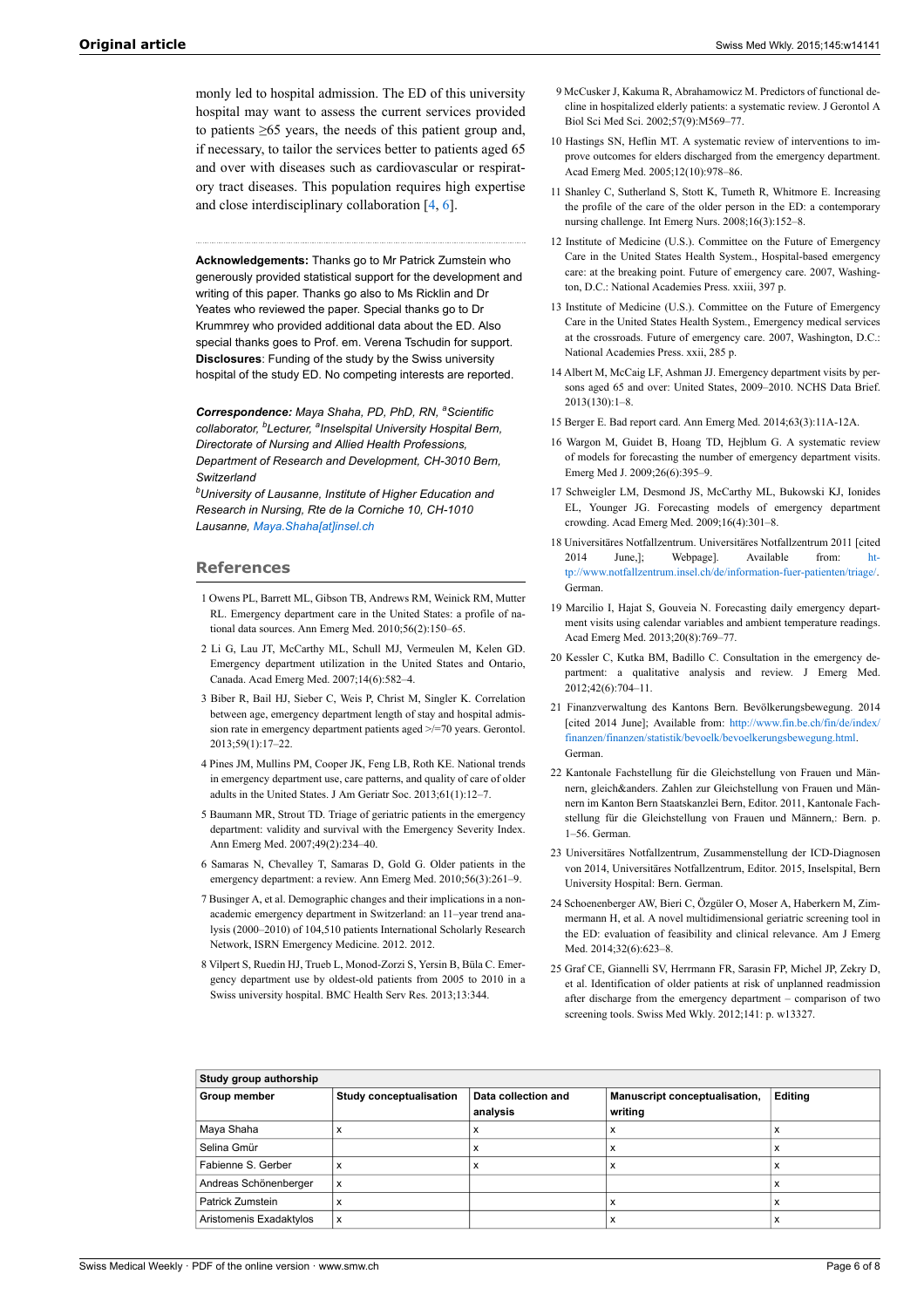monly led to hospital admission. The ED of this university hospital may want to assess the current services provided to patients ≥65 years, the needs of this patient group and, if necessary, to tailor the services better to patients aged 65 and over with diseases such as cardiovascular or respiratory tract diseases. This population requires high expertise and close interdisciplinary collaboration [4, 6].

**Acknowledgements:** Thanks go to Mr Patrick Zumstein who generously provided statistical support for the development and writing of this paper. Thanks go also to Ms Ricklin and Dr Yeates who reviewed the paper. Special thanks go to Dr Krummrey who provided additional data about the ED. Also special thanks goes to Prof. em. Verena Tschudin for support.
**Disclosures**: Funding of the study by the Swiss university hospital of the study ED. No competing interests are reported.

***Correspondence:*** *Maya Shaha, PD, PhD, RN, [a]Scientific collaborator, [b]Lecturer, [a]Inselspital University Hospital Bern, Directorate of Nursing and Allied Health Professions, Department of Research and Development, CH-3010 Bern, Switzerland*
*[b]University of Lausanne, Institute of Higher Education and Research in Nursing, Rte de la Corniche 10, CH-1010 Lausanne, Maya.Shaha[at]insel.ch*

## References

1 Owens PL, Barrett ML, Gibson TB, Andrews RM, Weinick RM, Mutter RL. Emergency department care in the United States: a profile of national data sources. Ann Emerg Med. 2010;56(2):150–65.

2 Li G, Lau JT, McCarthy ML, Schull MJ, Vermeulen M, Kelen GD. Emergency department utilization in the United States and Ontario, Canada. Acad Emerg Med. 2007;14(6):582–4.

3 Biber R, Bail HJ, Sieber C, Weis P, Christ M, Singler K. Correlation between age, emergency department length of stay and hospital admission rate in emergency department patients aged >/=70 years. Gerontol. 2013;59(1):17–22.

4 Pines JM, Mullins PM, Cooper JK, Feng LB, Roth KE. National trends in emergency department use, care patterns, and quality of care of older adults in the United States. J Am Geriatr Soc. 2013;61(1):12–7.

5 Baumann MR, Strout TD. Triage of geriatric patients in the emergency department: validity and survival with the Emergency Severity Index. Ann Emerg Med. 2007;49(2):234–40.

6 Samaras N, Chevalley T, Samaras D, Gold G. Older patients in the emergency department: a review. Ann Emerg Med. 2010;56(3):261–9.

7 Businger A, et al. Demographic changes and their implications in a non-academic emergency department in Switzerland: an 11–year trend analysis (2000–2010) of 104,510 patients International Scholarly Research Network, ISRN Emergency Medicine. 2012. 2012.

8 Vilpert S, Ruedin HJ, Trueb L, Monod-Zorzi S, Yersin B, Büla C. Emergency department use by oldest-old patients from 2005 to 2010 in a Swiss university hospital. BMC Health Serv Res. 2013;13:344.

9 McCusker J, Kakuma R, Abrahamowicz M. Predictors of functional decline in hospitalized elderly patients: a systematic review. J Gerontol A Biol Sci Med Sci. 2002;57(9):M569–77.

10 Hastings SN, Heflin MT. A systematic review of interventions to improve outcomes for elders discharged from the emergency department. Acad Emerg Med. 2005;12(10):978–86.

11 Shanley C, Sutherland S, Stott K, Tumeth R, Whitmore E. Increasing the profile of the care of the older person in the ED: a contemporary nursing challenge. Int Emerg Nurs. 2008;16(3):152–8.

12 Institute of Medicine (U.S.). Committee on the Future of Emergency Care in the United States Health System., Hospital-based emergency care: at the breaking point. Future of emergency care. 2007, Washington, D.C.: National Academies Press. xxiii, 397 p.

13 Institute of Medicine (U.S.). Committee on the Future of Emergency Care in the United States Health System., Emergency medical services at the crossroads. Future of emergency care. 2007, Washington, D.C.: National Academies Press. xxii, 285 p.

14 Albert M, McCaig LF, Ashman JJ. Emergency department visits by persons aged 65 and over: United States, 2009–2010. NCHS Data Brief. 2013(130):1–8.

15 Berger E. Bad report card. Ann Emerg Med. 2014;63(3):11A-12A.

16 Wargon M, Guidet B, Hoang TD, Hejblum G. A systematic review of models for forecasting the number of emergency department visits. Emerg Med J. 2009;26(6):395–9.

17 Schweigler LM, Desmond JS, McCarthy ML, Bukowski KJ, Ionides EL, Younger JG. Forecasting models of emergency department crowding. Acad Emerg Med. 2009;16(4):301–8.

18 Universitäres Notfallzentrum. Universitäres Notfallzentrum 2011 [cited 2014 June,]; Webpage]. Available from: http://www.notfallzentrum.insel.ch/de/information-fuer-patienten/triage/. German.

19 Marcilio I, Hajat S, Gouveia N. Forecasting daily emergency department visits using calendar variables and ambient temperature readings. Acad Emerg Med. 2013;20(8):769–77.

20 Kessler C, Kutka BM, Badillo C. Consultation in the emergency department: a qualitative analysis and review. J Emerg Med. 2012;42(6):704–11.

21 Finanzverwaltung des Kantons Bern. Bevölkerungsbewegung. 2014 [cited 2014 June]; Available from: http://www.fin.be.ch/fin/de/index/finanzen/finanzen/statistik/bevoelk/bevoelkerungsbewegung.html. German.

22 Kantonale Fachstellung für die Gleichstellung von Frauen und Männern, gleich&anders. Zahlen zur Gleichstellung von Frauen und Männern im Kanton Bern Staatskanzlei Bern, Editor. 2011, Kantonale Fachstellung für die Gleichstellung von Frauen und Männern,: Bern. p. 1–56. German.

23 Universitäres Notfallzentrum, Zusammenstellung der ICD-Diagnosen von 2014, Universitäres Notfallzentrum, Editor. 2015, Inselspital, Bern University Hospital: Bern. German.

24 Schoenenberger AW, Bieri C, Özgüler O, Moser A, Haberkern M, Zimmermann H, et al. A novel multidimensional geriatric screening tool in the ED: evaluation of feasibility and clinical relevance. Am J Emerg Med. 2014;32(6):623–8.

25 Graf CE, Giannelli SV, Herrmann FR, Sarasin FP, Michel JP, Zekry D, et al. Identification of older patients at risk of unplanned readmission after discharge from the emergency department – comparison of two screening tools. Swiss Med Wkly. 2012;141: p. w13327.

| Study group authorship | | | | |
|---|---|---|---|---|
| **Group member** | **Study conceptualisation** | **Data collection and analysis** | **Manuscript conceptualisation, writing** | **Editing** |
| Maya Shaha | x | x | x | x |
| Selina Gmür | | x | x | x |
| Fabienne S. Gerber | x | x | x | x |
| Andreas Schönenberger | x | | | x |
| Patrick Zumstein | x | | x | x |
| Aristomenis Exadaktylos | x | | x | x |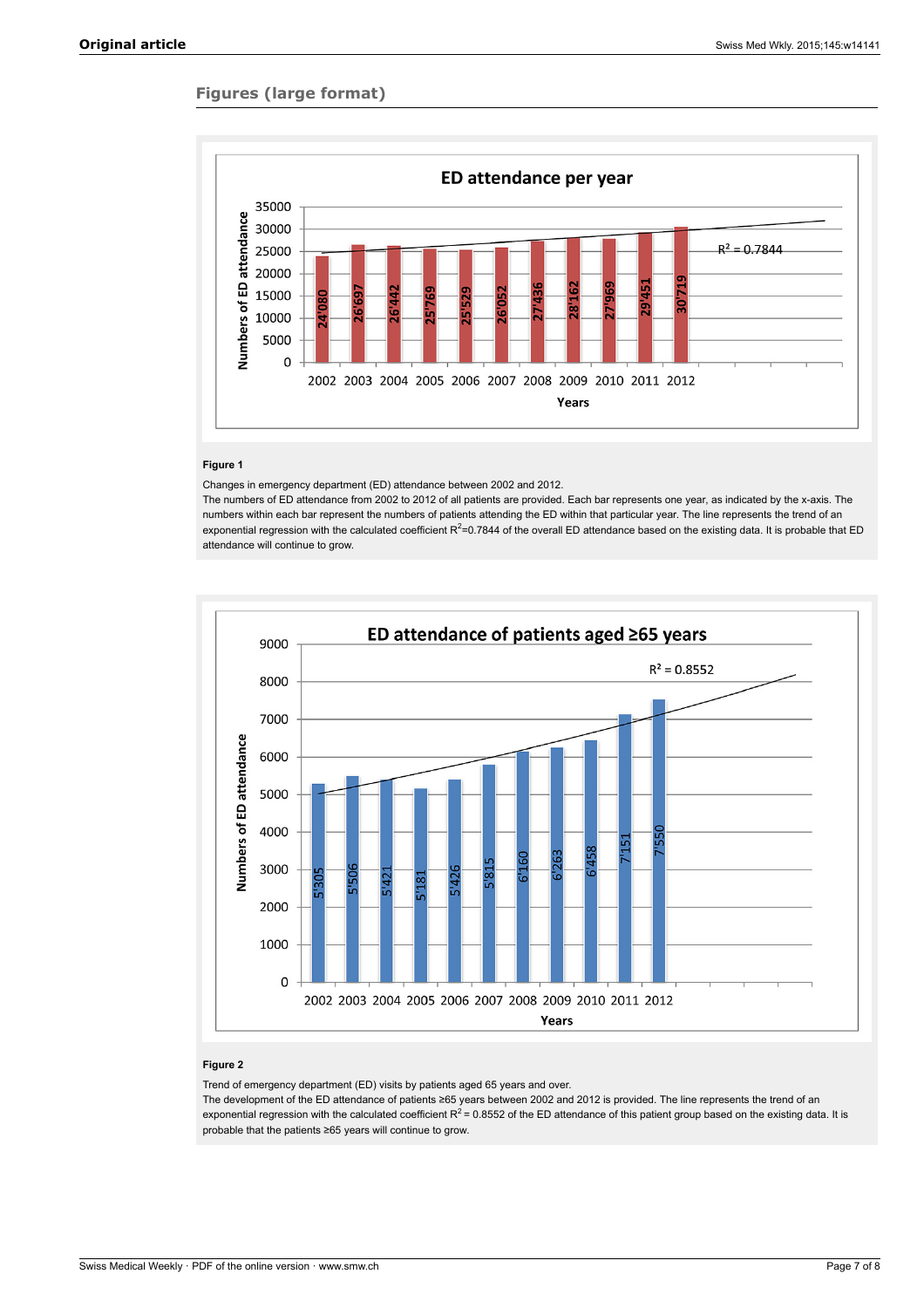## Figures (large format)

**Figure 1**

Changes in emergency department (ED) attendance between 2002 and 2012.
The numbers of ED attendance from 2002 to 2012 of all patients are provided. Each bar represents one year, as indicated by the x-axis. The numbers within each bar represent the numbers of patients attending the ED within that particular year. The line represents the trend of an exponential regression with the calculated coefficient $R^2$=0.7844 of the overall ED attendance based on the existing data. It is probable that ED attendance will continue to grow.

**Figure 2**

Trend of emergency department (ED) visits by patients aged 65 years and over.
The development of the ED attendance of patients ≥65 years between 2002 and 2012 is provided. The line represents the trend of an exponential regression with the calculated coefficient $R^2$ = 0.8552 of the ED attendance of this patient group based on the existing data. It is probable that the patients ≥65 years will continue to grow.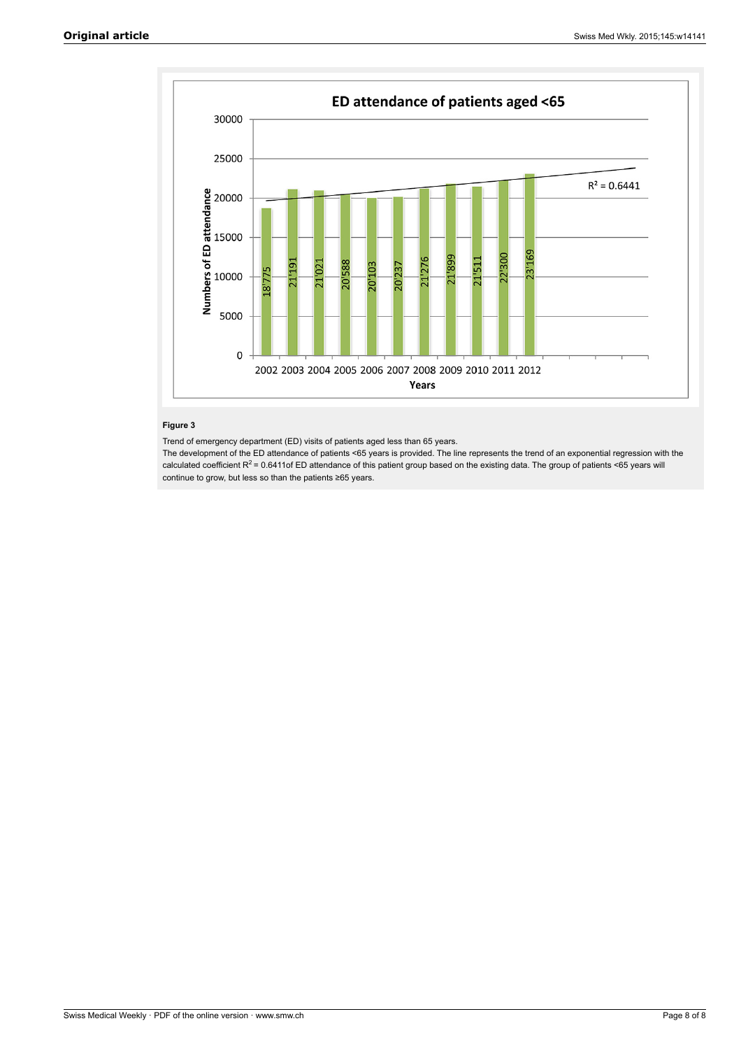ED attendance of patients aged <65

30000
25000
20000
15000
10000
5000
0

Numbers of ED attendance

18'775
21'191
21'021
20'588
20'103
20'237
21'276
21'899
21'511
22'300
23'169

$R^2 = 0.6441$

2002 2003 2004 2005 2006 2007 2008 2009 2010 2011 2012

Years

**Figure 3**

Trend of emergency department (ED) visits of patients aged less than 65 years.

The development of the ED attendance of patients <65 years is provided. The line represents the trend of an exponential regression with the calculated coefficient $R^2 = 0.6411$of ED attendance of this patient group based on the existing data. The group of patients <65 years will continue to grow, but less so than the patients ≥65 years.